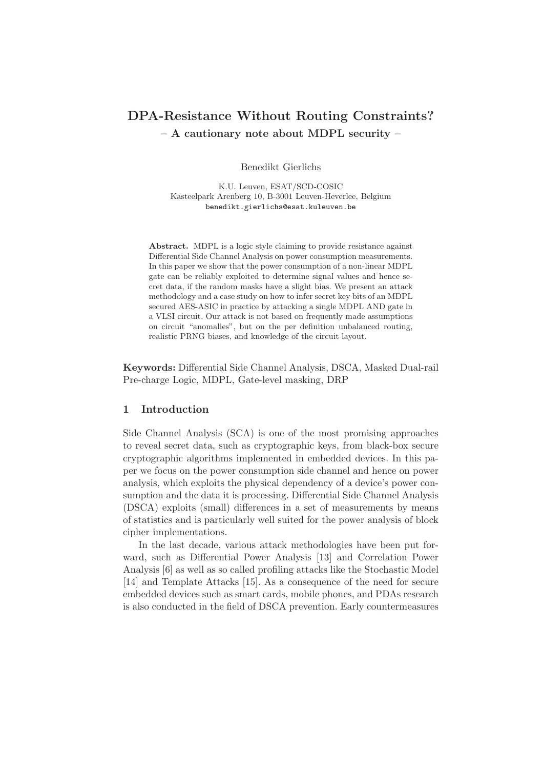# DPA-Resistance Without Routing Constraints?

## – A cautionary note about MDPL security –

Benedikt Gierlichs

K.U. Leuven, ESAT/SCD-COSIC
Kasteelpark Arenberg 10, B-3001 Leuven-Heverlee, Belgium
benedikt.gierlichs@esat.kuleuven.be

**Abstract.** MDPL is a logic style claiming to provide resistance against Differential Side Channel Analysis on power consumption measurements. In this paper we show that the power consumption of a non-linear MDPL gate can be reliably exploited to determine signal values and hence secret data, if the random masks have a slight bias. We present an attack methodology and a case study on how to infer secret key bits of an MDPL secured AES-ASIC in practice by attacking a single MDPL AND gate in a VLSI circuit. Our attack is not based on frequently made assumptions on circuit "anomalies", but on the per definition unbalanced routing, realistic PRNG biases, and knowledge of the circuit layout.

**Keywords:** Differential Side Channel Analysis, DSCA, Masked Dual-rail Pre-charge Logic, MDPL, Gate-level masking, DRP

## 1 Introduction

Side Channel Analysis (SCA) is one of the most promising approaches to reveal secret data, such as cryptographic keys, from black-box secure cryptographic algorithms implemented in embedded devices. In this paper we focus on the power consumption side channel and hence on power analysis, which exploits the physical dependency of a device's power consumption and the data it is processing. Differential Side Channel Analysis (DSCA) exploits (small) differences in a set of measurements by means of statistics and is particularly well suited for the power analysis of block cipher implementations.

In the last decade, various attack methodologies have been put forward, such as Differential Power Analysis [13] and Correlation Power Analysis [6] as well as so called profiling attacks like the Stochastic Model [14] and Template Attacks [15]. As a consequence of the need for secure embedded devices such as smart cards, mobile phones, and PDAs research is also conducted in the field of DSCA prevention. Early countermeasures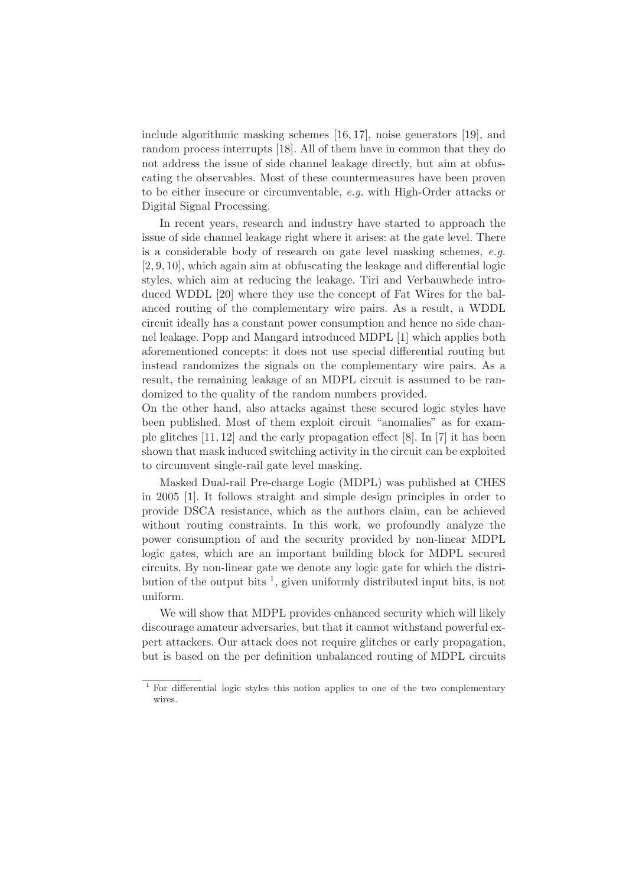include algorithmic masking schemes [16, 17], noise generators [19], and random process interrupts [18]. All of them have in common that they do not address the issue of side channel leakage directly, but aim at obfuscating the observables. Most of these countermeasures have been proven to be either insecure or circumventable, *e.g.* with High-Order attacks or Digital Signal Processing.

In recent years, research and industry have started to approach the issue of side channel leakage right where it arises: at the gate level. There is a considerable body of research on gate level masking schemes, *e.g.* [2, 9, 10], which again aim at obfuscating the leakage and differential logic styles, which aim at reducing the leakage. Tiri and Verbauwhede introduced WDDL [20] where they use the concept of Fat Wires for the balanced routing of the complementary wire pairs. As a result, a WDDL circuit ideally has a constant power consumption and hence no side channel leakage. Popp and Mangard introduced MDPL [1] which applies both aforementioned concepts: it does not use special differential routing but instead randomizes the signals on the complementary wire pairs. As a result, the remaining leakage of an MDPL circuit is assumed to be randomized to the quality of the random numbers provided.
On the other hand, also attacks against these secured logic styles have been published. Most of them exploit circuit "anomalies" as for example glitches [11, 12] and the early propagation effect [8]. In [7] it has been shown that mask induced switching activity in the circuit can be exploited to circumvent single-rail gate level masking.

Masked Dual-rail Pre-charge Logic (MDPL) was published at CHES in 2005 [1]. It follows straight and simple design principles in order to provide DSCA resistance, which as the authors claim, can be achieved without routing constraints. In this work, we profoundly analyze the power consumption of and the security provided by non-linear MDPL logic gates, which are an important building block for MDPL secured circuits. By non-linear gate we denote any logic gate for which the distribution of the output bits [1], given uniformly distributed input bits, is not uniform.

We will show that MDPL provides enhanced security which will likely discourage amateur adversaries, but that it cannot withstand powerful expert attackers. Our attack does not require glitches or early propagation, but is based on the per definition unbalanced routing of MDPL circuits

[1] For differential logic styles this notion applies to one of the two complementary wires.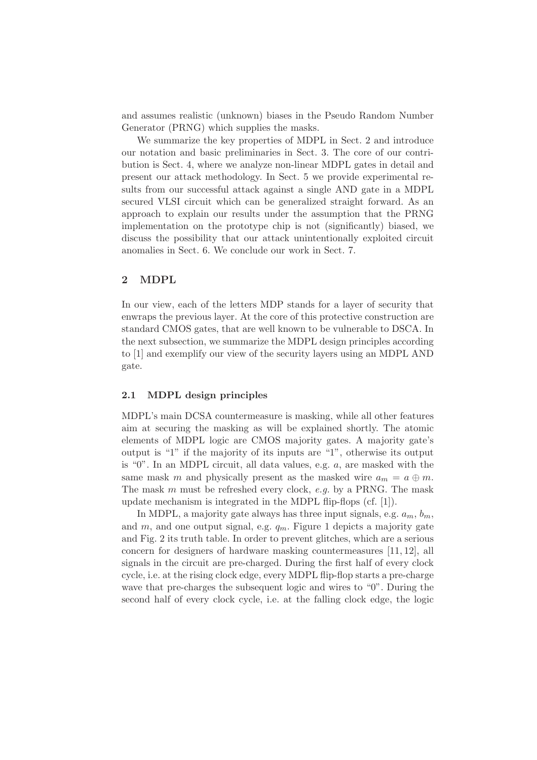and assumes realistic (unknown) biases in the Pseudo Random Number Generator (PRNG) which supplies the masks.

We summarize the key properties of MDPL in Sect. 2 and introduce our notation and basic preliminaries in Sect. 3. The core of our contribution is Sect. 4, where we analyze non-linear MDPL gates in detail and present our attack methodology. In Sect. 5 we provide experimental results from our successful attack against a single AND gate in a MDPL secured VLSI circuit which can be generalized straight forward. As an approach to explain our results under the assumption that the PRNG implementation on the prototype chip is not (significantly) biased, we discuss the possibility that our attack unintentionally exploited circuit anomalies in Sect. 6. We conclude our work in Sect. 7.

## 2 MDPL

In our view, each of the letters MDP stands for a layer of security that enwraps the previous layer. At the core of this protective construction are standard CMOS gates, that are well known to be vulnerable to DSCA. In the next subsection, we summarize the MDPL design principles according to [1] and exemplify our view of the security layers using an MDPL AND gate.

### 2.1 MDPL design principles

MDPL's main DCSA countermeasure is masking, while all other features aim at securing the masking as will be explained shortly. The atomic elements of MDPL logic are CMOS majority gates. A majority gate's output is "1" if the majority of its inputs are "1", otherwise its output is "0". In an MDPL circuit, all data values, e.g. $a$, are masked with the same mask $m$ and physically present as the masked wire $a_m = a \oplus m$. The mask $m$ must be refreshed every clock, *e.g.* by a PRNG. The mask update mechanism is integrated in the MDPL flip-flops (cf. [1]).

In MDPL, a majority gate always has three input signals, e.g. $a_m$, $b_m$, and $m$, and one output signal, e.g. $q_m$. Figure 1 depicts a majority gate and Fig. 2 its truth table. In order to prevent glitches, which are a serious concern for designers of hardware masking countermeasures [11, 12], all signals in the circuit are pre-charged. During the first half of every clock cycle, i.e. at the rising clock edge, every MDPL flip-flop starts a pre-charge wave that pre-charges the subsequent logic and wires to "0". During the second half of every clock cycle, i.e. at the falling clock edge, the logic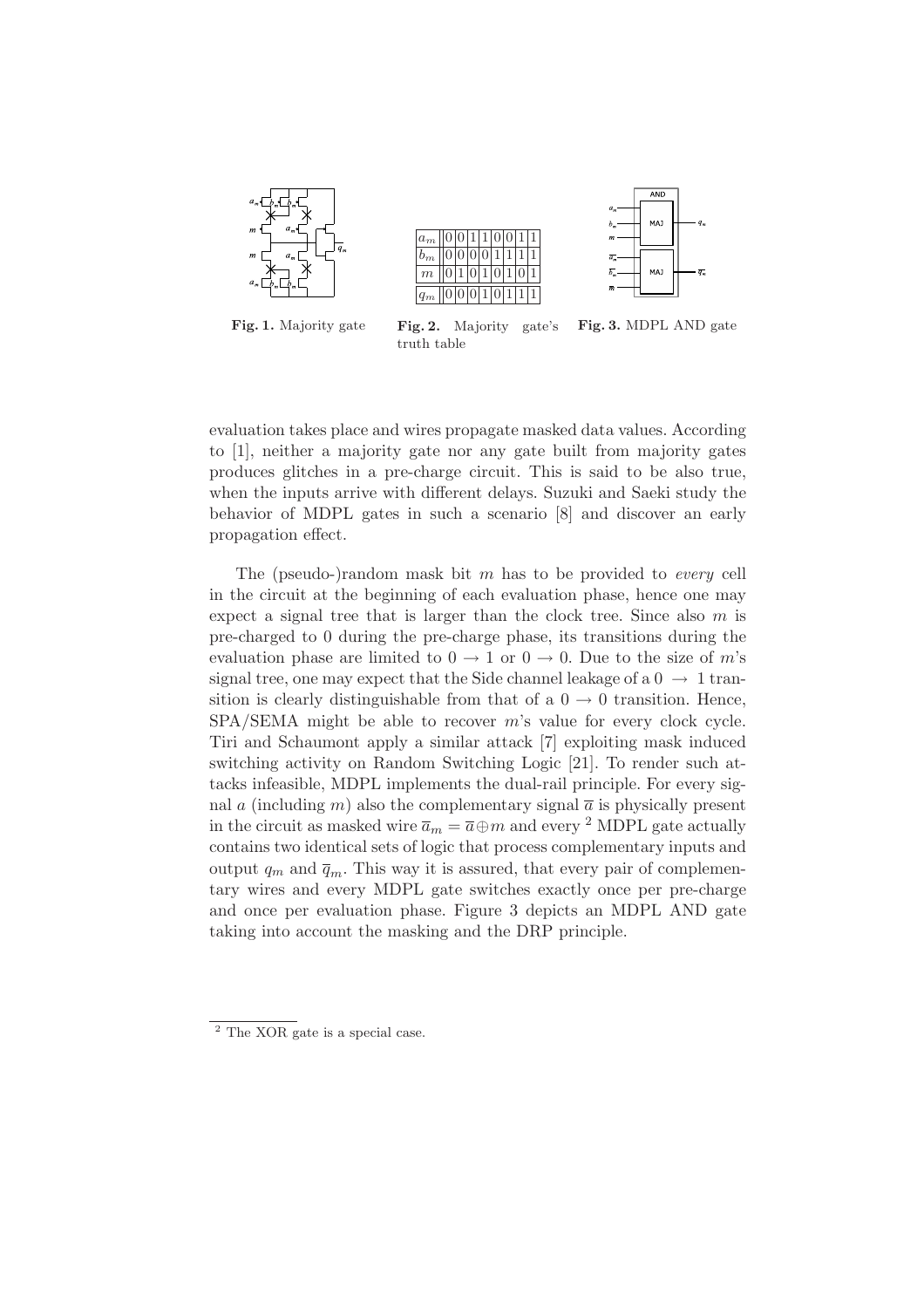Fig. 1. Majority gate

| $a_m$ | 0 | 0 | 1 | 1 | 0 | 0 | 1 | 1 |
|---|---|---|---|---|---|---|---|---|
| $b_m$ | 0 | 0 | 0 | 0 | 1 | 1 | 1 | 1 |
| $m$ | 0 | 1 | 0 | 1 | 0 | 1 | 0 | 1 |
| $q_m$ | 0 | 0 | 0 | 1 | 0 | 1 | 1 | 1 |

Fig. 2. Majority gate's truth table

Fig. 3. MDPL AND gate

evaluation takes place and wires propagate masked data values. According to [1], neither a majority gate nor any gate built from majority gates produces glitches in a pre-charge circuit. This is said to be also true, when the inputs arrive with different delays. Suzuki and Saeki study the behavior of MDPL gates in such a scenario [8] and discover an early propagation effect.

The (pseudo-)random mask bit $m$ has to be provided to *every* cell in the circuit at the beginning of each evaluation phase, hence one may expect a signal tree that is larger than the clock tree. Since also $m$ is pre-charged to 0 during the pre-charge phase, its transitions during the evaluation phase are limited to $0 \rightarrow 1$ or $0 \rightarrow 0$. Due to the size of $m$'s signal tree, one may expect that the Side channel leakage of a $0 \rightarrow 1$ transition is clearly distinguishable from that of a $0 \rightarrow 0$ transition. Hence, SPA/SEMA might be able to recover $m$'s value for every clock cycle. Tiri and Schaumont apply a similar attack [7] exploiting mask induced switching activity on Random Switching Logic [21]. To render such attacks infeasible, MDPL implements the dual-rail principle. For every signal $a$ (including $m$) also the complementary signal $\overline{a}$ is physically present in the circuit as masked wire $\overline{a}_m = \overline{a} \oplus m$ and every [2] MDPL gate actually contains two identical sets of logic that process complementary inputs and output $q_m$ and $\overline{q}_m$. This way it is assured, that every pair of complementary wires and every MDPL gate switches exactly once per pre-charge and once per evaluation phase. Figure 3 depicts an MDPL AND gate taking into account the masking and the DRP principle.

[2] The XOR gate is a special case.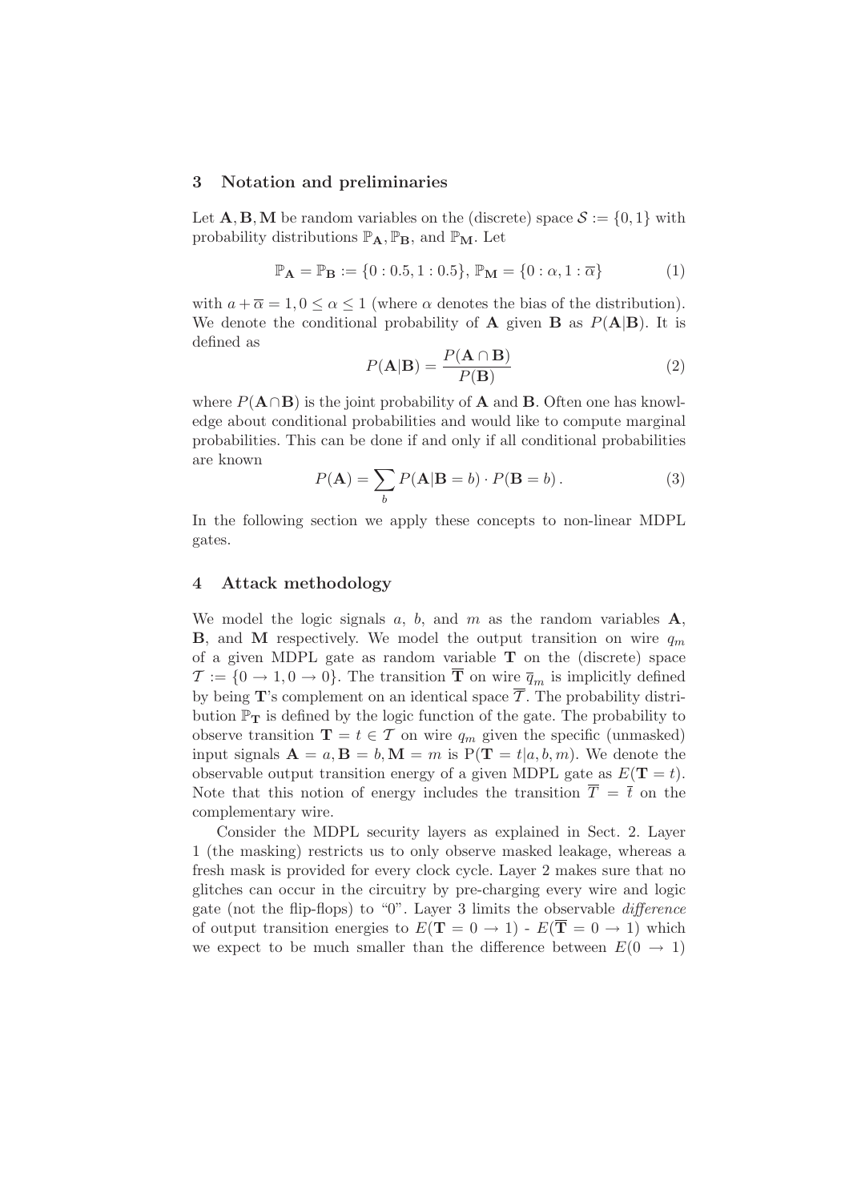## 3 Notation and preliminaries

Let $\mathbf{A}, \mathbf{B}, \mathbf{M}$ be random variables on the (discrete) space $\mathcal{S} := \{0, 1\}$ with probability distributions $\mathbb{P}_{\mathbf{A}}, \mathbb{P}_{\mathbf{B}}$, and $\mathbb{P}_{\mathbf{M}}$. Let

$$\mathbb{P}_{\mathbf{A}} = \mathbb{P}_{\mathbf{B}} := \{0 : 0.5, 1 : 0.5\},\, \mathbb{P}_{\mathbf{M}} = \{0 : \alpha, 1 : \overline{\alpha}\} \tag{1}$$

with $a + \overline{\alpha} = 1, 0 \leq \alpha \leq 1$ (where $\alpha$ denotes the bias of the distribution). We denote the conditional probability of $\mathbf{A}$ given $\mathbf{B}$ as $P(\mathbf{A}|\mathbf{B})$. It is defined as

$$P(\mathbf{A}|\mathbf{B}) = \frac{P(\mathbf{A} \cap \mathbf{B})}{P(\mathbf{B})} \tag{2}$$

where $P(\mathbf{A} \cap \mathbf{B})$ is the joint probability of $\mathbf{A}$ and $\mathbf{B}$. Often one has knowledge about conditional probabilities and would like to compute marginal probabilities. This can be done if and only if all conditional probabilities are known

$$P(\mathbf{A}) = \sum_{b} P(\mathbf{A}|\mathbf{B} = b) \cdot P(\mathbf{B} = b)\,. \tag{3}$$

In the following section we apply these concepts to non-linear MDPL gates.

## 4 Attack methodology

We model the logic signals $a$, $b$, and $m$ as the random variables $\mathbf{A}$, $\mathbf{B}$, and $\mathbf{M}$ respectively. We model the output transition on wire $q_m$ of a given MDPL gate as random variable $\mathbf{T}$ on the (discrete) space $\mathcal{T} := \{0 \rightarrow 1, 0 \rightarrow 0\}$. The transition $\overline{\mathbf{T}}$ on wire $\overline{q}_m$ is implicitly defined by being $\mathbf{T}$'s complement on an identical space $\overline{\mathcal{T}}$. The probability distribution $\mathbb{P}_{\mathbf{T}}$ is defined by the logic function of the gate. The probability to observe transition $\mathbf{T} = t \in \mathcal{T}$ on wire $q_m$ given the specific (unmasked) input signals $\mathbf{A} = a, \mathbf{B} = b, \mathbf{M} = m$ is $\mathrm{P}(\mathbf{T} = t|a, b, m)$. We denote the observable output transition energy of a given MDPL gate as $E(\mathbf{T} = t)$. Note that this notion of energy includes the transition $\overline{T} = \overline{t}$ on the complementary wire.

Consider the MDPL security layers as explained in Sect. 2. Layer 1 (the masking) restricts us to only observe masked leakage, whereas a fresh mask is provided for every clock cycle. Layer 2 makes sure that no glitches can occur in the circuitry by pre-charging every wire and logic gate (not the flip-flops) to "0". Layer 3 limits the observable *difference* of output transition energies to $E(\mathbf{T} = 0 \rightarrow 1)$ - $E(\overline{\mathbf{T}} = 0 \rightarrow 1)$ which we expect to be much smaller than the difference between $E(0 \rightarrow 1)$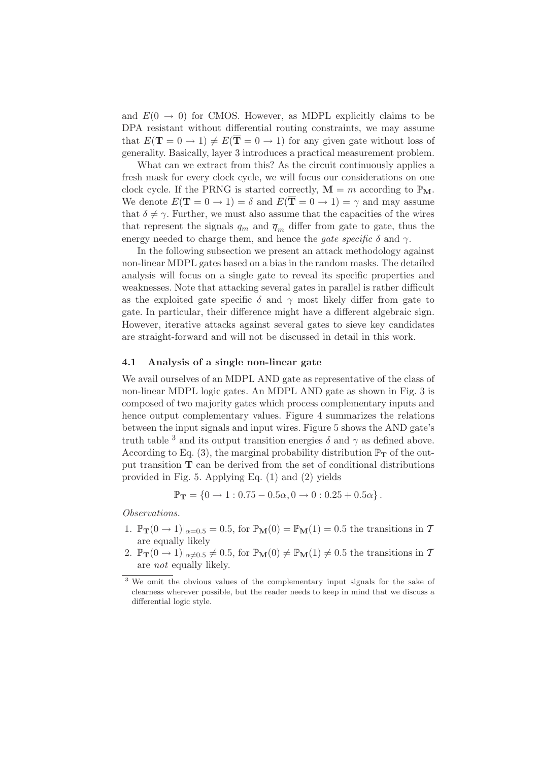and $E(0 \rightarrow 0)$ for CMOS. However, as MDPL explicitly claims to be DPA resistant without differential routing constraints, we may assume that $E(\mathbf{T} = 0 \rightarrow 1) \neq E(\overline{\mathbf{T}} = 0 \rightarrow 1)$ for any given gate without loss of generality. Basically, layer 3 introduces a practical measurement problem.

What can we extract from this? As the circuit continuously applies a fresh mask for every clock cycle, we will focus our considerations on one clock cycle. If the PRNG is started correctly, $\mathbf{M} = m$ according to $\mathbb{P}_{\mathbf{M}}$. We denote $E(\mathbf{T} = 0 \rightarrow 1) = \delta$ and $E(\overline{\mathbf{T}} = 0 \rightarrow 1) = \gamma$ and may assume that $\delta \neq \gamma$. Further, we must also assume that the capacities of the wires that represent the signals $q_m$ and $\overline{q}_m$ differ from gate to gate, thus the energy needed to charge them, and hence the *gate specific* $\delta$ and $\gamma$.

In the following subsection we present an attack methodology against non-linear MDPL gates based on a bias in the random masks. The detailed analysis will focus on a single gate to reveal its specific properties and weaknesses. Note that attacking several gates in parallel is rather difficult as the exploited gate specific $\delta$ and $\gamma$ most likely differ from gate to gate. In particular, their difference might have a different algebraic sign. However, iterative attacks against several gates to sieve key candidates are straight-forward and will not be discussed in detail in this work.

### 4.1 Analysis of a single non-linear gate

We avail ourselves of an MDPL AND gate as representative of the class of non-linear MDPL logic gates. An MDPL AND gate as shown in Fig. 3 is composed of two majority gates which process complementary inputs and hence output complementary values. Figure 4 summarizes the relations between the input signals and input wires. Figure 5 shows the AND gate's truth table [3] and its output transition energies $\delta$ and $\gamma$ as defined above. According to Eq. (3), the marginal probability distribution $\mathbb{P}_{\mathbf{T}}$ of the output transition $\mathbf{T}$ can be derived from the set of conditional distributions provided in Fig. 5. Applying Eq. (1) and (2) yields

$$\mathbb{P}_{\mathbf{T}} = \{0 \rightarrow 1 : 0.75 - 0.5\alpha, 0 \rightarrow 0 : 0.25 + 0.5\alpha\}.$$

*Observations.*

1. $\mathbb{P}_{\mathbf{T}}(0 \rightarrow 1)|_{\alpha=0.5} = 0.5$, for $\mathbb{P}_{\mathbf{M}}(0) = \mathbb{P}_{\mathbf{M}}(1) = 0.5$ the transitions in $\mathcal{T}$ are equally likely
2. $\mathbb{P}_{\mathbf{T}}(0 \rightarrow 1)|_{\alpha\neq0.5} \neq 0.5$, for $\mathbb{P}_{\mathbf{M}}(0) \neq \mathbb{P}_{\mathbf{M}}(1) \neq 0.5$ the transitions in $\mathcal{T}$ are *not* equally likely.

[3] We omit the obvious values of the complementary input signals for the sake of clearness wherever possible, but the reader needs to keep in mind that we discuss a differential logic style.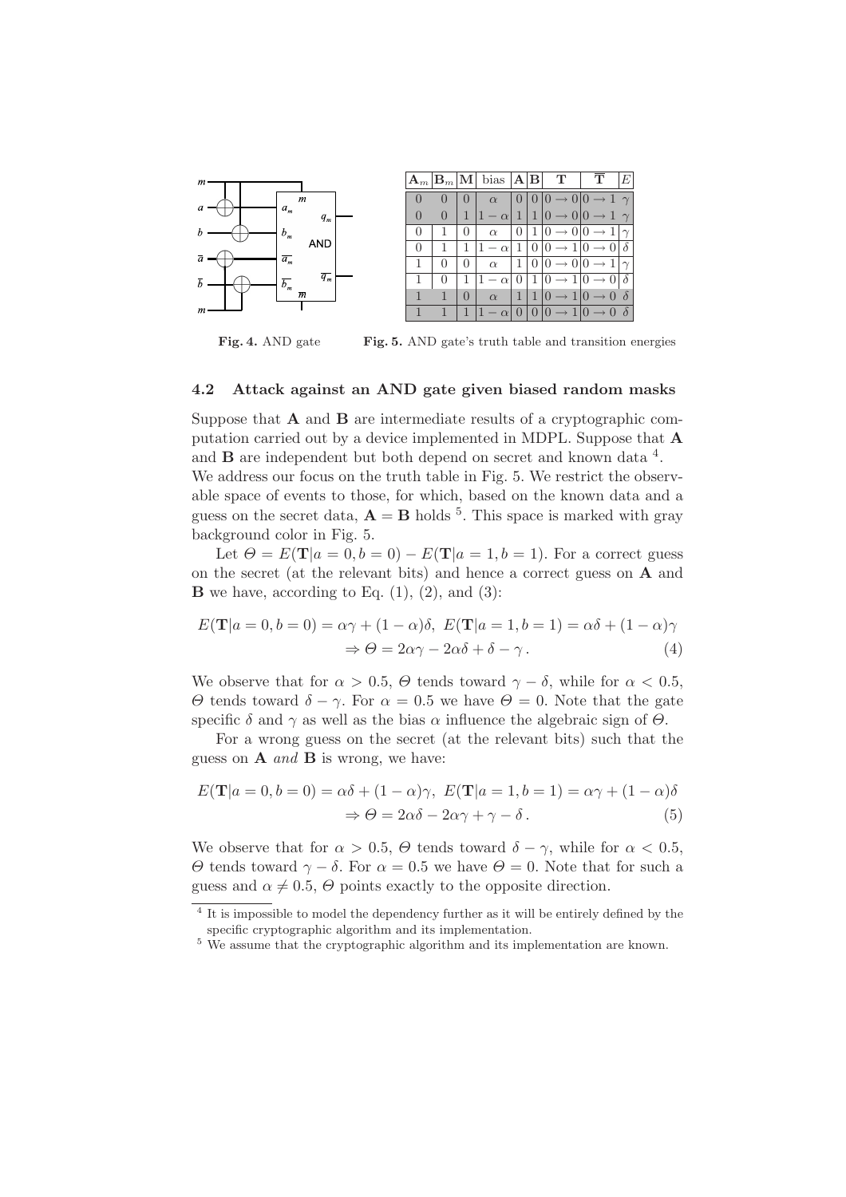Fig. 4. AND gate

| $\mathbf{A}_m$ | $\mathbf{B}_m$ | $\mathbf{M}$ | bias | $\mathbf{A}$ | $\mathbf{B}$ | $\mathbf{T}$ | $\overline{\mathbf{T}}$ | $E$ |
|---|---|---|---|---|---|---|---|---|
| 0 | 0 | 0 | $\alpha$ | 0 | 0 | $0 \to 0$ | $0 \to 1$ | $\gamma$ |
| 0 | 0 | 1 | $1-\alpha$ | 1 | 1 | $0 \to 0$ | $0 \to 1$ | $\gamma$ |
| 0 | 1 | 0 | $\alpha$ | 0 | 1 | $0 \to 0$ | $0 \to 1$ | $\gamma$ |
| 0 | 1 | 1 | $1-\alpha$ | 1 | 0 | $0 \to 1$ | $0 \to 0$ | $\delta$ |
| 1 | 0 | 0 | $\alpha$ | 1 | 0 | $0 \to 0$ | $0 \to 1$ | $\gamma$ |
| 1 | 0 | 1 | $1-\alpha$ | 0 | 1 | $0 \to 1$ | $0 \to 0$ | $\delta$ |
| 1 | 1 | 0 | $\alpha$ | 1 | 1 | $0 \to 1$ | $0 \to 0$ | $\delta$ |
| 1 | 1 | 1 | $1-\alpha$ | 0 | 0 | $0 \to 1$ | $0 \to 0$ | $\delta$ |

Fig. 5. AND gate's truth table and transition energies

### 4.2 Attack against an AND gate given biased random masks

Suppose that **A** and **B** are intermediate results of a cryptographic computation carried out by a device implemented in MDPL. Suppose that **A** and **B** are independent but both depend on secret and known data [4]. We address our focus on the truth table in Fig. 5. We restrict the observable space of events to those, for which, based on the known data and a guess on the secret data, $\mathbf{A} = \mathbf{B}$ holds [5]. This space is marked with gray background color in Fig. 5.

Let $\Theta = E(\mathbf{T}|a = 0, b = 0) - E(\mathbf{T}|a = 1, b = 1)$. For a correct guess on the secret (at the relevant bits) and hence a correct guess on **A** and **B** we have, according to Eq. (1), (2), and (3):

$$E(\mathbf{T}|a = 0, b = 0) = \alpha\gamma + (1 - \alpha)\delta,\ E(\mathbf{T}|a = 1, b = 1) = \alpha\delta + (1 - \alpha)\gamma$$
$$\Rightarrow \Theta = 2\alpha\gamma - 2\alpha\delta + \delta - \gamma\,. \qquad (4)$$

We observe that for $\alpha > 0.5$, $\Theta$ tends toward $\gamma - \delta$, while for $\alpha < 0.5$, $\Theta$ tends toward $\delta - \gamma$. For $\alpha = 0.5$ we have $\Theta = 0$. Note that the gate specific $\delta$ and $\gamma$ as well as the bias $\alpha$ influence the algebraic sign of $\Theta$.

For a wrong guess on the secret (at the relevant bits) such that the guess on **A** *and* **B** is wrong, we have:

$$E(\mathbf{T}|a = 0, b = 0) = \alpha\delta + (1 - \alpha)\gamma,\ E(\mathbf{T}|a = 1, b = 1) = \alpha\gamma + (1 - \alpha)\delta$$
$$\Rightarrow \Theta = 2\alpha\delta - 2\alpha\gamma + \gamma - \delta\,. \qquad (5)$$

We observe that for $\alpha > 0.5$, $\Theta$ tends toward $\delta - \gamma$, while for $\alpha < 0.5$, $\Theta$ tends toward $\gamma - \delta$. For $\alpha = 0.5$ we have $\Theta = 0$. Note that for such a guess and $\alpha \neq 0.5$, $\Theta$ points exactly to the opposite direction.

[4] It is impossible to model the dependency further as it will be entirely defined by the specific cryptographic algorithm and its implementation.

[5] We assume that the cryptographic algorithm and its implementation are known.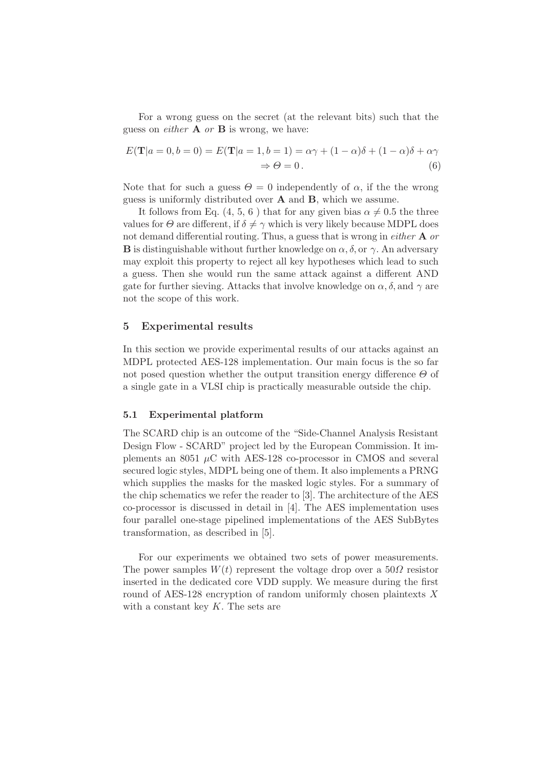For a wrong guess on the secret (at the relevant bits) such that the guess on *either* **A** *or* **B** is wrong, we have:

$$E(\mathbf{T}|a=0,b=0) = E(\mathbf{T}|a=1,b=1) = \alpha\gamma + (1-\alpha)\delta + (1-\alpha)\delta + \alpha\gamma$$
$$\Rightarrow \Theta = 0\,. \tag{6}$$

Note that for such a guess $\Theta = 0$ independently of $\alpha$, if the the wrong guess is uniformly distributed over **A** and **B**, which we assume.

It follows from Eq. (4, 5, 6 ) that for any given bias $\alpha \neq 0.5$ the three values for $\Theta$ are different, if $\delta \neq \gamma$ which is very likely because MDPL does not demand differential routing. Thus, a guess that is wrong in *either* **A** *or* **B** is distinguishable without further knowledge on $\alpha, \delta,$ or $\gamma$. An adversary may exploit this property to reject all key hypotheses which lead to such a guess. Then she would run the same attack against a different AND gate for further sieving. Attacks that involve knowledge on $\alpha, \delta,$ and $\gamma$ are not the scope of this work.

## 5 Experimental results

In this section we provide experimental results of our attacks against an MDPL protected AES-128 implementation. Our main focus is the so far not posed question whether the output transition energy difference $\Theta$ of a single gate in a VLSI chip is practically measurable outside the chip.

### 5.1 Experimental platform

The SCARD chip is an outcome of the "Side-Channel Analysis Resistant Design Flow - SCARD" project led by the European Commission. It implements an 8051 $\mu$C with AES-128 co-processor in CMOS and several secured logic styles, MDPL being one of them. It also implements a PRNG which supplies the masks for the masked logic styles. For a summary of the chip schematics we refer the reader to [3]. The architecture of the AES co-processor is discussed in detail in [4]. The AES implementation uses four parallel one-stage pipelined implementations of the AES SubBytes transformation, as described in [5].

For our experiments we obtained two sets of power measurements. The power samples $W(t)$ represent the voltage drop over a $50\Omega$ resistor inserted in the dedicated core VDD supply. We measure during the first round of AES-128 encryption of random uniformly chosen plaintexts $X$ with a constant key $K$. The sets are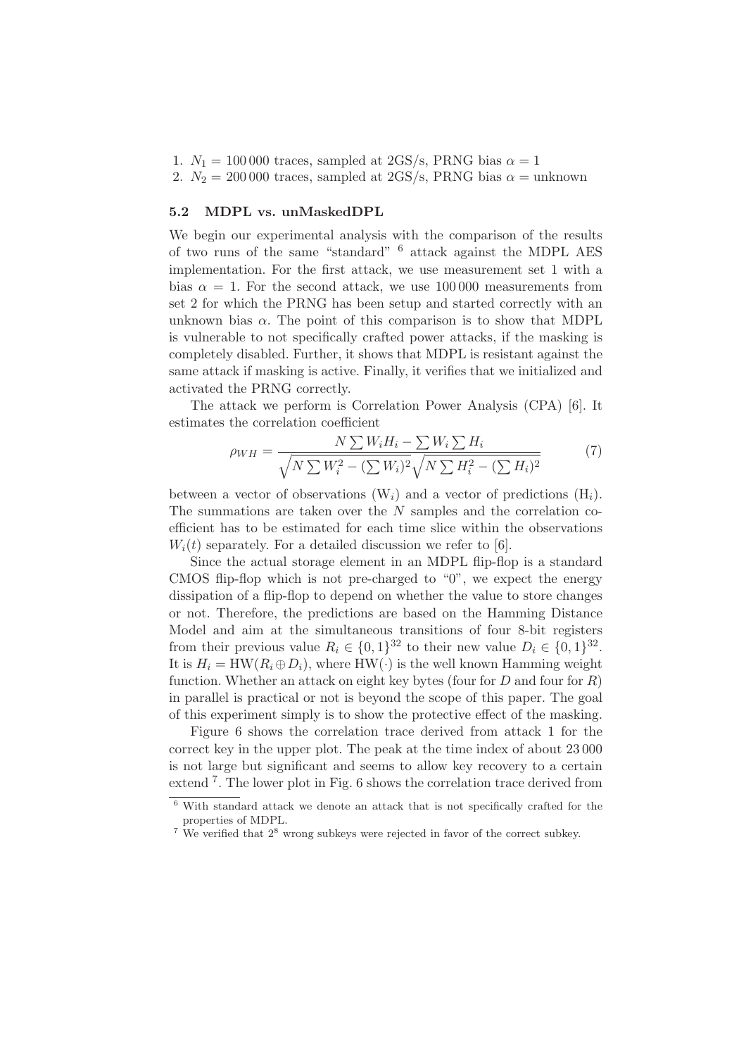1. $N_1 = 100\,000$ traces, sampled at 2GS/s, PRNG bias $\alpha = 1$
2. $N_2 = 200\,000$ traces, sampled at 2GS/s, PRNG bias $\alpha$ = unknown

### 5.2 MDPL vs. unMaskedDPL

We begin our experimental analysis with the comparison of the results of two runs of the same "standard" [6] attack against the MDPL AES implementation. For the first attack, we use measurement set 1 with a bias $\alpha = 1$. For the second attack, we use 100 000 measurements from set 2 for which the PRNG has been setup and started correctly with an unknown bias $\alpha$. The point of this comparison is to show that MDPL is vulnerable to not specifically crafted power attacks, if the masking is completely disabled. Further, it shows that MDPL is resistant against the same attack if masking is active. Finally, it verifies that we initialized and activated the PRNG correctly.

The attack we perform is Correlation Power Analysis (CPA) [6]. It estimates the correlation coefficient

$$\rho_{WH} = \frac{N \sum W_i H_i - \sum W_i \sum H_i}{\sqrt{N \sum W_i^2 - (\sum W_i)^2}\sqrt{N \sum H_i^2 - (\sum H_i)^2}} \tag{7}$$

between a vector of observations ($\mathrm{W}_i$) and a vector of predictions ($\mathrm{H}_i$). The summations are taken over the $N$ samples and the correlation coefficient has to be estimated for each time slice within the observations $W_i(t)$ separately. For a detailed discussion we refer to [6].

Since the actual storage element in an MDPL flip-flop is a standard CMOS flip-flop which is not pre-charged to "0", we expect the energy dissipation of a flip-flop to depend on whether the value to store changes or not. Therefore, the predictions are based on the Hamming Distance Model and aim at the simultaneous transitions of four 8-bit registers from their previous value $R_i \in \{0,1\}^{32}$ to their new value $D_i \in \{0,1\}^{32}$. It is $H_i = \mathrm{HW}(R_i \oplus D_i)$, where $\mathrm{HW}(\cdot)$ is the well known Hamming weight function. Whether an attack on eight key bytes (four for $D$ and four for $R$) in parallel is practical or not is beyond the scope of this paper. The goal of this experiment simply is to show the protective effect of the masking.

Figure 6 shows the correlation trace derived from attack 1 for the correct key in the upper plot. The peak at the time index of about 23 000 is not large but significant and seems to allow key recovery to a certain extend [7]. The lower plot in Fig. 6 shows the correlation trace derived from

[6] With standard attack we denote an attack that is not specifically crafted for the properties of MDPL.

[7] We verified that $2^8$ wrong subkeys were rejected in favor of the correct subkey.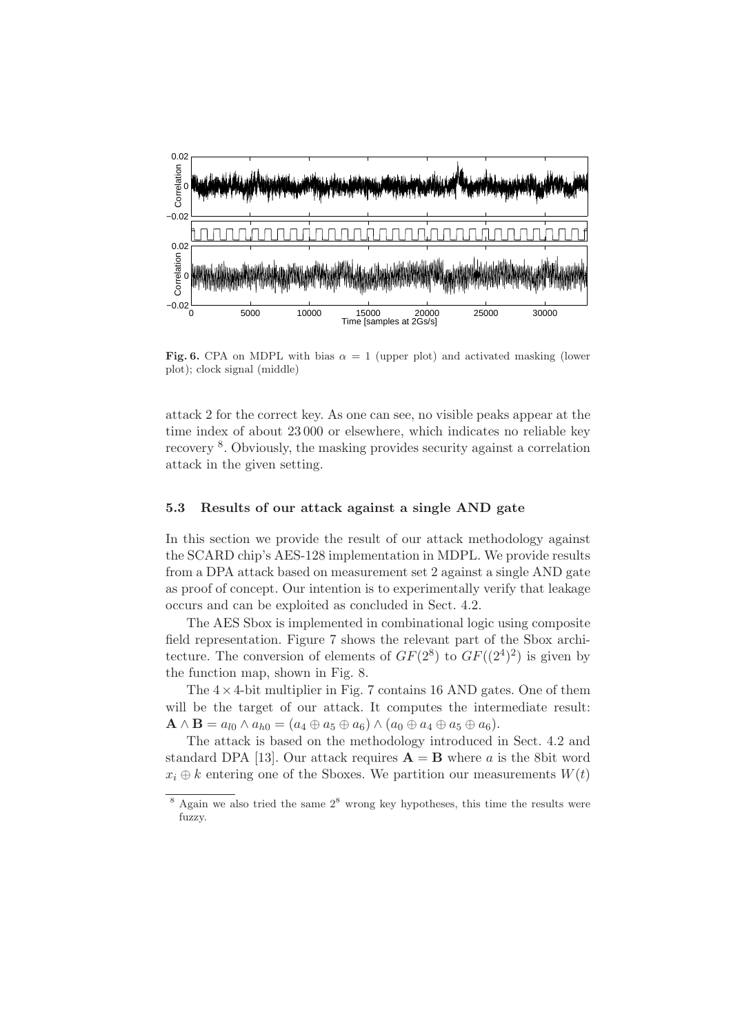**Fig. 6.** CPA on MDPL with bias $\alpha = 1$ (upper plot) and activated masking (lower plot); clock signal (middle)

attack 2 for the correct key. As one can see, no visible peaks appear at the time index of about 23 000 or elsewhere, which indicates no reliable key recovery [8]. Obviously, the masking provides security against a correlation attack in the given setting.

### 5.3 Results of our attack against a single AND gate

In this section we provide the result of our attack methodology against the SCARD chip's AES-128 implementation in MDPL. We provide results from a DPA attack based on measurement set 2 against a single AND gate as proof of concept. Our intention is to experimentally verify that leakage occurs and can be exploited as concluded in Sect. 4.2.

The AES Sbox is implemented in combinational logic using composite field representation. Figure 7 shows the relevant part of the Sbox architecture. The conversion of elements of $GF(2^8)$ to $GF((2^4)^2)$ is given by the function map, shown in Fig. 8.

The $4 \times 4$-bit multiplier in Fig. 7 contains 16 AND gates. One of them will be the target of our attack. It computes the intermediate result: $\mathbf{A} \wedge \mathbf{B} = a_{l0} \wedge a_{h0} = (a_4 \oplus a_5 \oplus a_6) \wedge (a_0 \oplus a_4 \oplus a_5 \oplus a_6)$.

The attack is based on the methodology introduced in Sect. 4.2 and standard DPA [13]. Our attack requires $\mathbf{A} = \mathbf{B}$ where $a$ is the 8bit word $x_i \oplus k$ entering one of the Sboxes. We partition our measurements $W(t)$

[8] Again we also tried the same $2^8$ wrong key hypotheses, this time the results were fuzzy.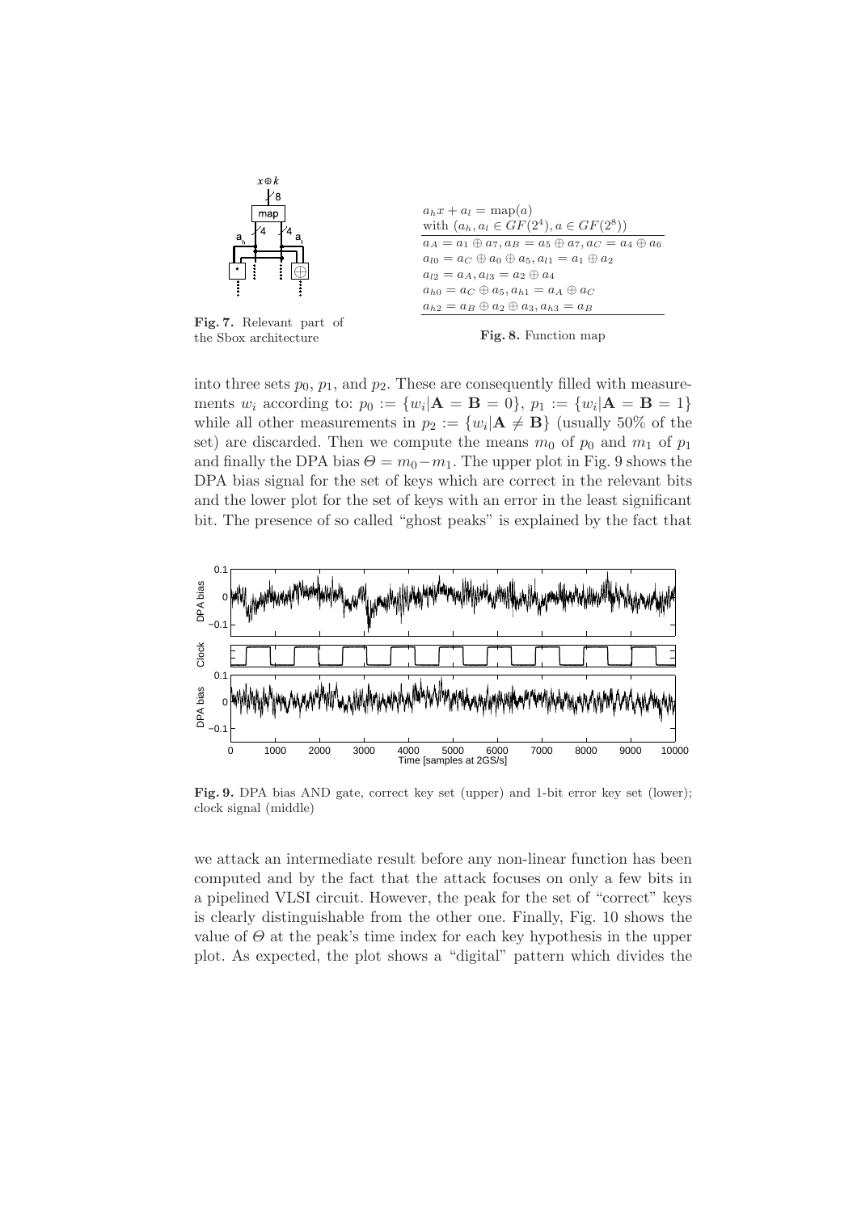**Fig. 7.** Relevant part of the Sbox architecture

| $a_h x + a_l = \text{map}(a)$ with $(a_h, a_l \in GF(2^4), a \in GF(2^8))$ |
|---|
| $a_A = a_1 \oplus a_7, a_B = a_5 \oplus a_7, a_C = a_4 \oplus a_6$ |
| $a_{l0} = a_C \oplus a_0 \oplus a_5, a_{l1} = a_1 \oplus a_2$ |
| $a_{l2} = a_A, a_{l3} = a_2 \oplus a_4$ |
| $a_{h0} = a_C \oplus a_5, a_{h1} = a_A \oplus a_C$ |
| $a_{h2} = a_B \oplus a_2 \oplus a_3, a_{h3} = a_B$ |

**Fig. 8.** Function map

into three sets $p_0$, $p_1$, and $p_2$. These are consequently filled with measurements $w_i$ according to: $p_0 := \{w_i | \mathbf{A} = \mathbf{B} = 0\}$, $p_1 := \{w_i | \mathbf{A} = \mathbf{B} = 1\}$ while all other measurements in $p_2 := \{w_i | \mathbf{A} \neq \mathbf{B}\}$ (usually 50% of the set) are discarded. Then we compute the means $m_0$ of $p_0$ and $m_1$ of $p_1$ and finally the DPA bias $\Theta = m_0 - m_1$. The upper plot in Fig. 9 shows the DPA bias signal for the set of keys which are correct in the relevant bits and the lower plot for the set of keys with an error in the least significant bit. The presence of so called "ghost peaks" is explained by the fact that

**Fig. 9.** DPA bias AND gate, correct key set (upper) and 1-bit error key set (lower); clock signal (middle)

we attack an intermediate result before any non-linear function has been computed and by the fact that the attack focuses on only a few bits in a pipelined VLSI circuit. However, the peak for the set of "correct" keys is clearly distinguishable from the other one. Finally, Fig. 10 shows the value of $\Theta$ at the peak's time index for each key hypothesis in the upper plot. As expected, the plot shows a "digital" pattern which divides the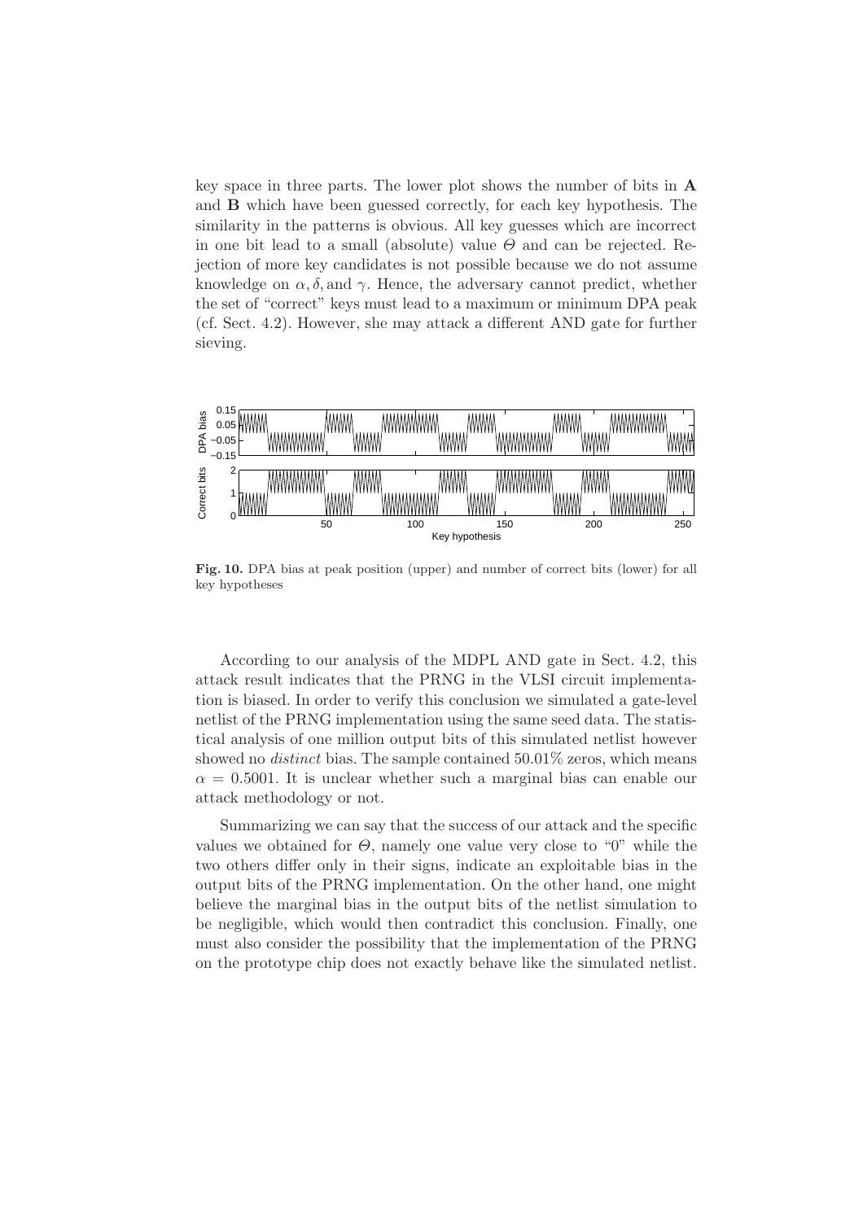key space in three parts. The lower plot shows the number of bits in **A** and **B** which have been guessed correctly, for each key hypothesis. The similarity in the patterns is obvious. All key guesses which are incorrect in one bit lead to a small (absolute) value $\Theta$ and can be rejected. Rejection of more key candidates is not possible because we do not assume knowledge on $\alpha, \delta,$ and $\gamma$. Hence, the adversary cannot predict, whether the set of "correct" keys must lead to a maximum or minimum DPA peak (cf. Sect. 4.2). However, she may attack a different AND gate for further sieving.

**Fig. 10.** DPA bias at peak position (upper) and number of correct bits (lower) for all key hypotheses

According to our analysis of the MDPL AND gate in Sect. 4.2, this attack result indicates that the PRNG in the VLSI circuit implementation is biased. In order to verify this conclusion we simulated a gate-level netlist of the PRNG implementation using the same seed data. The statistical analysis of one million output bits of this simulated netlist however showed no *distinct* bias. The sample contained 50.01% zeros, which means $\alpha = 0.5001$. It is unclear whether such a marginal bias can enable our attack methodology or not.

Summarizing we can say that the success of our attack and the specific values we obtained for $\Theta$, namely one value very close to "0" while the two others differ only in their signs, indicate an exploitable bias in the output bits of the PRNG implementation. On the other hand, one might believe the marginal bias in the output bits of the netlist simulation to be negligible, which would then contradict this conclusion. Finally, one must also consider the possibility that the implementation of the PRNG on the prototype chip does not exactly behave like the simulated netlist.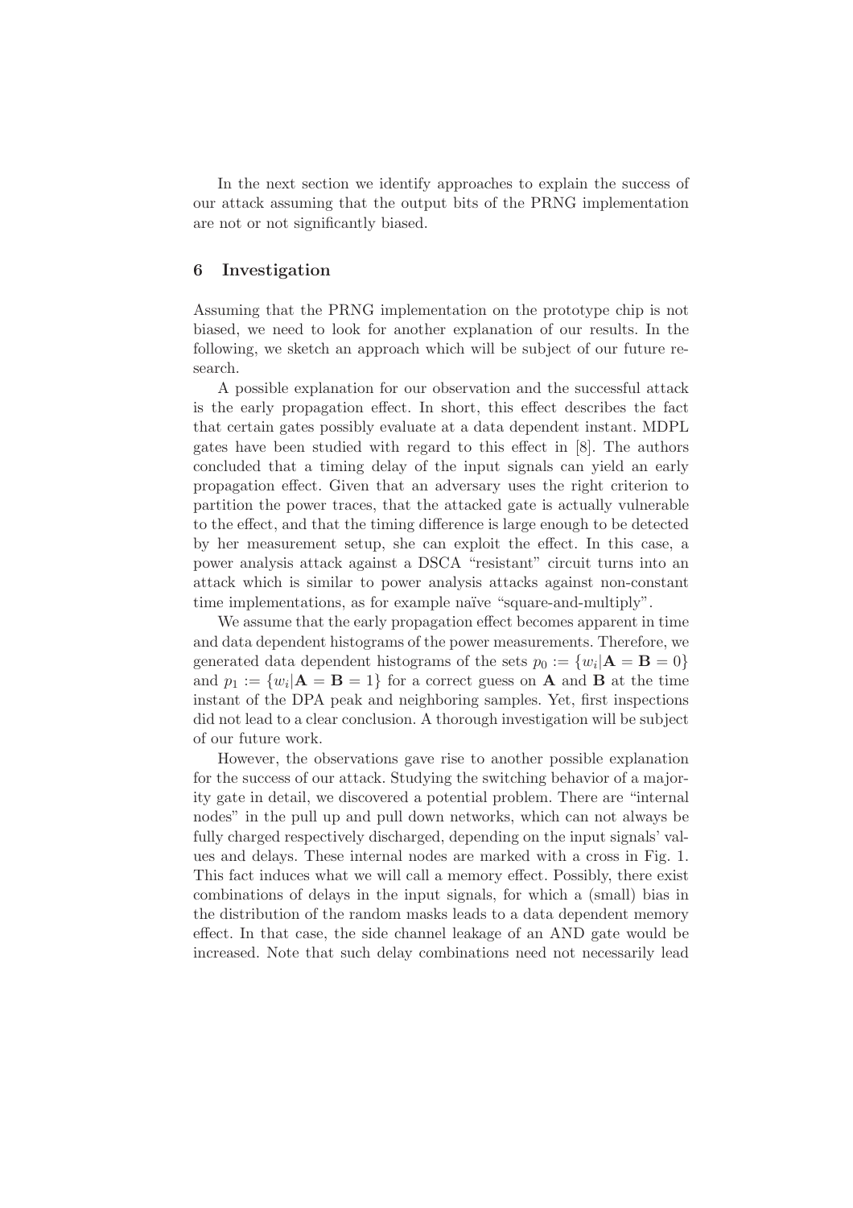In the next section we identify approaches to explain the success of our attack assuming that the output bits of the PRNG implementation are not or not significantly biased.

## 6 Investigation

Assuming that the PRNG implementation on the prototype chip is not biased, we need to look for another explanation of our results. In the following, we sketch an approach which will be subject of our future research.

A possible explanation for our observation and the successful attack is the early propagation effect. In short, this effect describes the fact that certain gates possibly evaluate at a data dependent instant. MDPL gates have been studied with regard to this effect in [8]. The authors concluded that a timing delay of the input signals can yield an early propagation effect. Given that an adversary uses the right criterion to partition the power traces, that the attacked gate is actually vulnerable to the effect, and that the timing difference is large enough to be detected by her measurement setup, she can exploit the effect. In this case, a power analysis attack against a DSCA "resistant" circuit turns into an attack which is similar to power analysis attacks against non-constant time implementations, as for example naïve "square-and-multiply".

We assume that the early propagation effect becomes apparent in time and data dependent histograms of the power measurements. Therefore, we generated data dependent histograms of the sets $p_0 := \{w_i | \mathbf{A} = \mathbf{B} = 0\}$ and $p_1 := \{w_i | \mathbf{A} = \mathbf{B} = 1\}$ for a correct guess on $\mathbf{A}$ and $\mathbf{B}$ at the time instant of the DPA peak and neighboring samples. Yet, first inspections did not lead to a clear conclusion. A thorough investigation will be subject of our future work.

However, the observations gave rise to another possible explanation for the success of our attack. Studying the switching behavior of a majority gate in detail, we discovered a potential problem. There are "internal nodes" in the pull up and pull down networks, which can not always be fully charged respectively discharged, depending on the input signals' values and delays. These internal nodes are marked with a cross in Fig. 1. This fact induces what we will call a memory effect. Possibly, there exist combinations of delays in the input signals, for which a (small) bias in the distribution of the random masks leads to a data dependent memory effect. In that case, the side channel leakage of an AND gate would be increased. Note that such delay combinations need not necessarily lead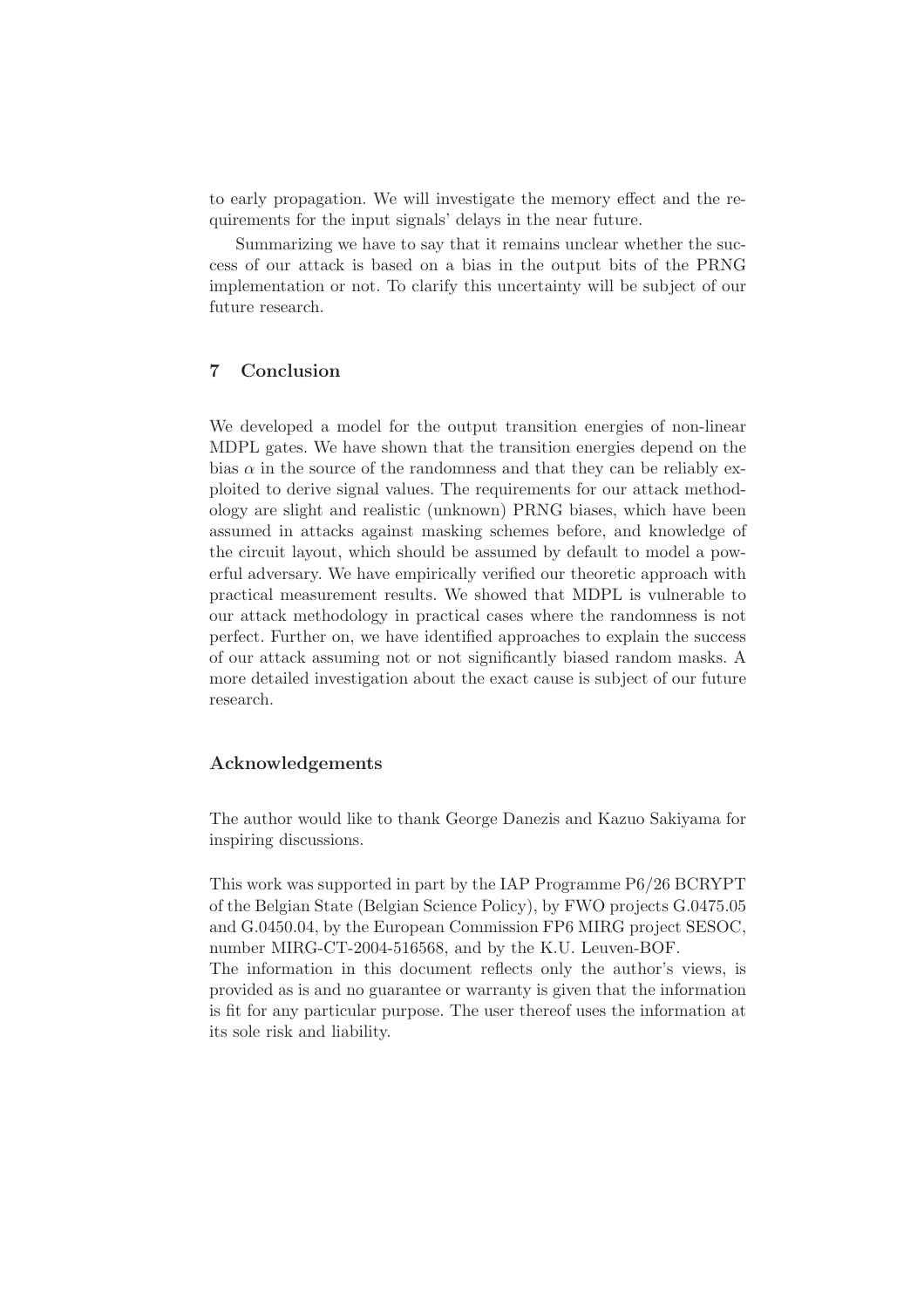to early propagation. We will investigate the memory effect and the requirements for the input signals' delays in the near future.

Summarizing we have to say that it remains unclear whether the success of our attack is based on a bias in the output bits of the PRNG implementation or not. To clarify this uncertainty will be subject of our future research.

## 7 Conclusion

We developed a model for the output transition energies of non-linear MDPL gates. We have shown that the transition energies depend on the bias $\alpha$ in the source of the randomness and that they can be reliably exploited to derive signal values. The requirements for our attack methodology are slight and realistic (unknown) PRNG biases, which have been assumed in attacks against masking schemes before, and knowledge of the circuit layout, which should be assumed by default to model a powerful adversary. We have empirically verified our theoretic approach with practical measurement results. We showed that MDPL is vulnerable to our attack methodology in practical cases where the randomness is not perfect. Further on, we have identified approaches to explain the success of our attack assuming not or not significantly biased random masks. A more detailed investigation about the exact cause is subject of our future research.

### Acknowledgements

The author would like to thank George Danezis and Kazuo Sakiyama for inspiring discussions.

This work was supported in part by the IAP Programme P6/26 BCRYPT of the Belgian State (Belgian Science Policy), by FWO projects G.0475.05 and G.0450.04, by the European Commission FP6 MIRG project SESOC, number MIRG-CT-2004-516568, and by the K.U. Leuven-BOF.
The information in this document reflects only the author's views, is provided as is and no guarantee or warranty is given that the information is fit for any particular purpose. The user thereof uses the information at its sole risk and liability.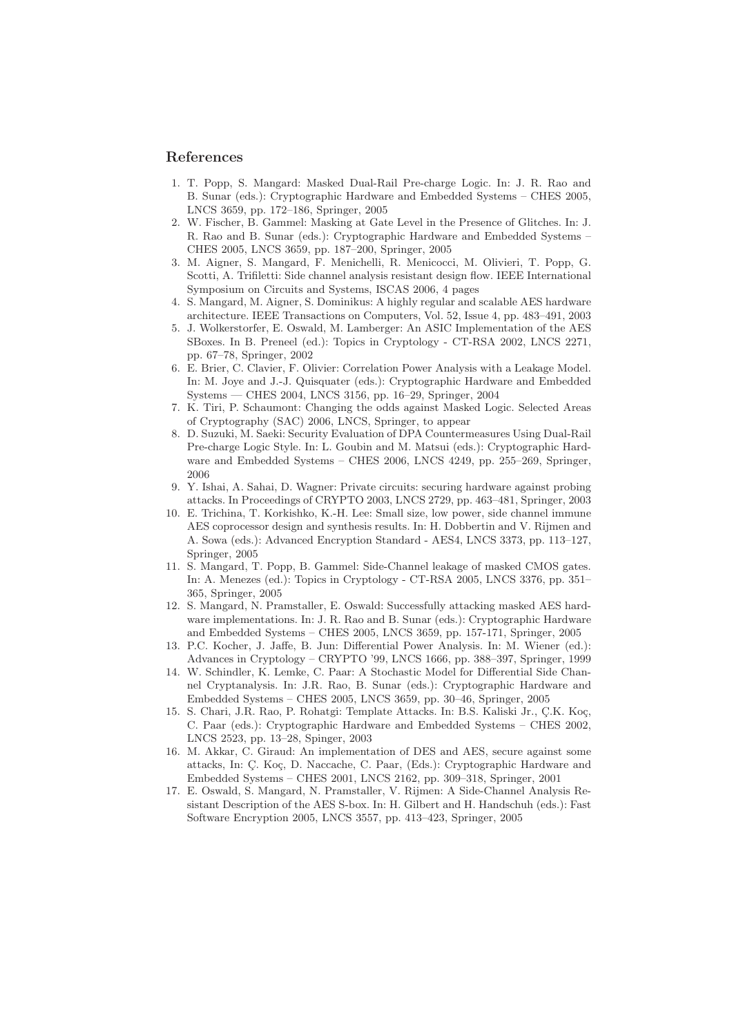## References

1. T. Popp, S. Mangard: Masked Dual-Rail Pre-charge Logic. In: J. R. Rao and B. Sunar (eds.): Cryptographic Hardware and Embedded Systems – CHES 2005, LNCS 3659, pp. 172–186, Springer, 2005
2. W. Fischer, B. Gammel: Masking at Gate Level in the Presence of Glitches. In: J. R. Rao and B. Sunar (eds.): Cryptographic Hardware and Embedded Systems – CHES 2005, LNCS 3659, pp. 187–200, Springer, 2005
3. M. Aigner, S. Mangard, F. Menichelli, R. Menicocci, M. Olivieri, T. Popp, G. Scotti, A. Trifiletti: Side channel analysis resistant design flow. IEEE International Symposium on Circuits and Systems, ISCAS 2006, 4 pages
4. S. Mangard, M. Aigner, S. Dominikus: A highly regular and scalable AES hardware architecture. IEEE Transactions on Computers, Vol. 52, Issue 4, pp. 483–491, 2003
5. J. Wolkerstorfer, E. Oswald, M. Lamberger: An ASIC Implementation of the AES SBoxes. In B. Preneel (ed.): Topics in Cryptology - CT-RSA 2002, LNCS 2271, pp. 67–78, Springer, 2002
6. E. Brier, C. Clavier, F. Olivier: Correlation Power Analysis with a Leakage Model. In: M. Joye and J.-J. Quisquater (eds.): Cryptographic Hardware and Embedded Systems — CHES 2004, LNCS 3156, pp. 16–29, Springer, 2004
7. K. Tiri, P. Schaumont: Changing the odds against Masked Logic. Selected Areas of Cryptography (SAC) 2006, LNCS, Springer, to appear
8. D. Suzuki, M. Saeki: Security Evaluation of DPA Countermeasures Using Dual-Rail Pre-charge Logic Style. In: L. Goubin and M. Matsui (eds.): Cryptographic Hardware and Embedded Systems – CHES 2006, LNCS 4249, pp. 255–269, Springer, 2006
9. Y. Ishai, A. Sahai, D. Wagner: Private circuits: securing hardware against probing attacks. In Proceedings of CRYPTO 2003, LNCS 2729, pp. 463–481, Springer, 2003
10. E. Trichina, T. Korkishko, K.-H. Lee: Small size, low power, side channel immune AES coprocessor design and synthesis results. In: H. Dobbertin and V. Rijmen and A. Sowa (eds.): Advanced Encryption Standard - AES4, LNCS 3373, pp. 113–127, Springer, 2005
11. S. Mangard, T. Popp, B. Gammel: Side-Channel leakage of masked CMOS gates. In: A. Menezes (ed.): Topics in Cryptology - CT-RSA 2005, LNCS 3376, pp. 351–365, Springer, 2005
12. S. Mangard, N. Pramstaller, E. Oswald: Successfully attacking masked AES hardware implementations. In: J. R. Rao and B. Sunar (eds.): Cryptographic Hardware and Embedded Systems – CHES 2005, LNCS 3659, pp. 157-171, Springer, 2005
13. P.C. Kocher, J. Jaffe, B. Jun: Differential Power Analysis. In: M. Wiener (ed.): Advances in Cryptology – CRYPTO '99, LNCS 1666, pp. 388–397, Springer, 1999
14. W. Schindler, K. Lemke, C. Paar: A Stochastic Model for Differential Side Channel Cryptanalysis. In: J.R. Rao, B. Sunar (eds.): Cryptographic Hardware and Embedded Systems – CHES 2005, LNCS 3659, pp. 30–46, Springer, 2005
15. S. Chari, J.R. Rao, P. Rohatgi: Template Attacks. In: B.S. Kaliski Jr., Ç.K. Koç, C. Paar (eds.): Cryptographic Hardware and Embedded Systems – CHES 2002, LNCS 2523, pp. 13–28, Spinger, 2003
16. M. Akkar, C. Giraud: An implementation of DES and AES, secure against some attacks, In: Ç. Koç, D. Naccache, C. Paar, (Eds.): Cryptographic Hardware and Embedded Systems – CHES 2001, LNCS 2162, pp. 309–318, Springer, 2001
17. E. Oswald, S. Mangard, N. Pramstaller, V. Rijmen: A Side-Channel Analysis Resistant Description of the AES S-box. In: H. Gilbert and H. Handschuh (eds.): Fast Software Encryption 2005, LNCS 3557, pp. 413–423, Springer, 2005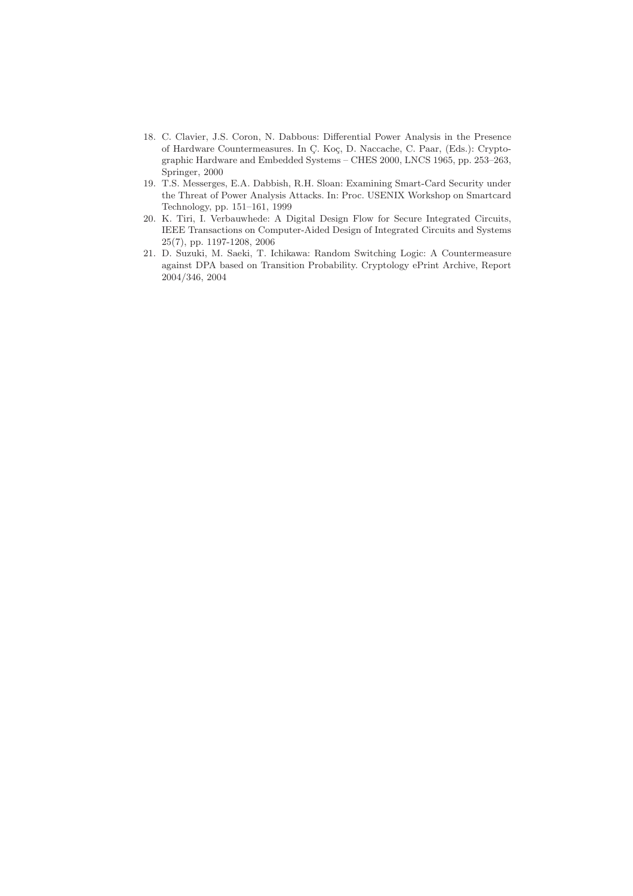18. C. Clavier, J.S. Coron, N. Dabbous: Differential Power Analysis in the Presence of Hardware Countermeasures. In Ç. Koç, D. Naccache, C. Paar, (Eds.): Cryptographic Hardware and Embedded Systems – CHES 2000, LNCS 1965, pp. 253–263, Springer, 2000
19. T.S. Messerges, E.A. Dabbish, R.H. Sloan: Examining Smart-Card Security under the Threat of Power Analysis Attacks. In: Proc. USENIX Workshop on Smartcard Technology, pp. 151–161, 1999
20. K. Tiri, I. Verbauwhede: A Digital Design Flow for Secure Integrated Circuits, IEEE Transactions on Computer-Aided Design of Integrated Circuits and Systems 25(7), pp. 1197-1208, 2006
21. D. Suzuki, M. Saeki, T. Ichikawa: Random Switching Logic: A Countermeasure against DPA based on Transition Probability. Cryptology ePrint Archive, Report 2004/346, 2004